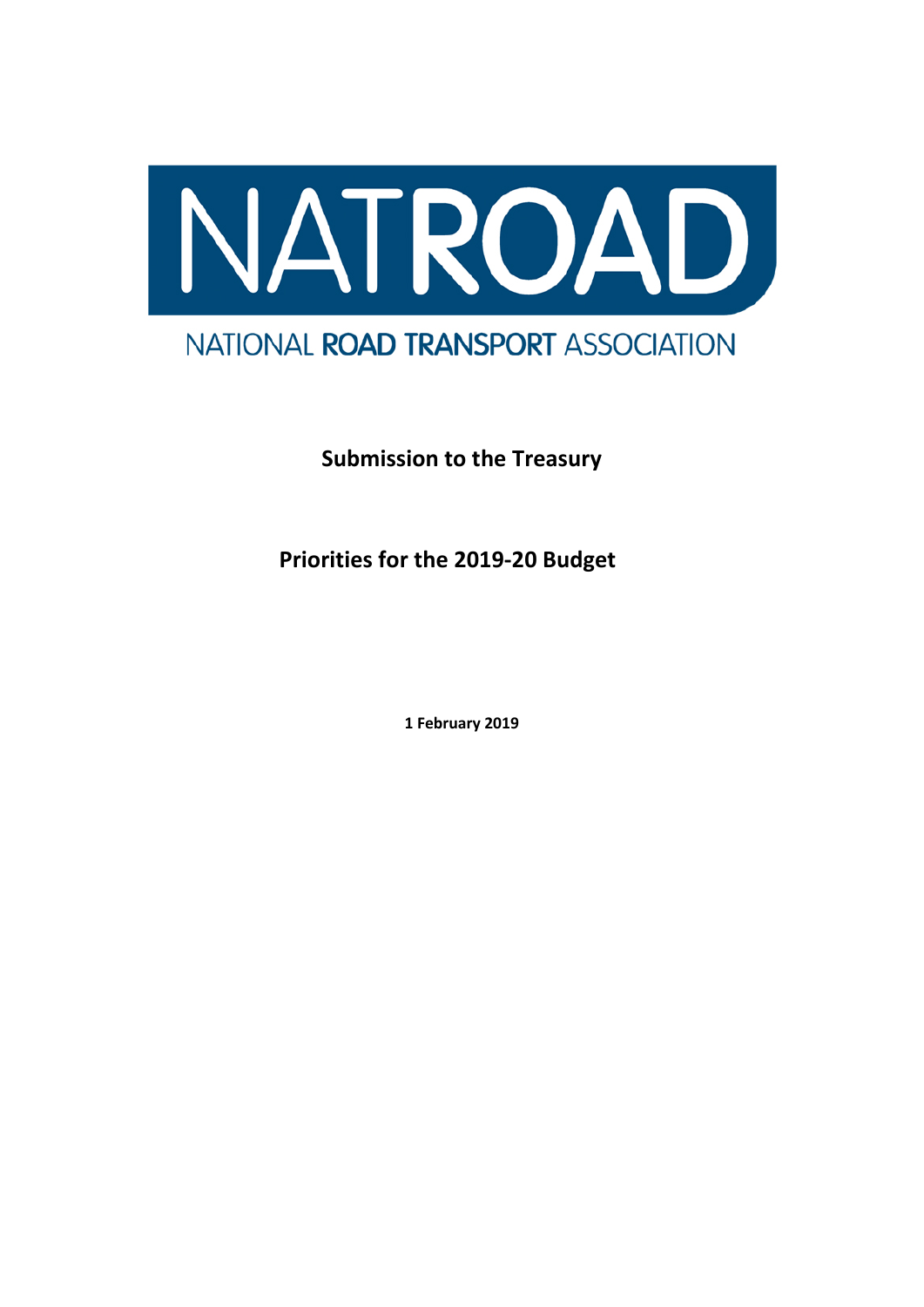# NATROAD

NATIONAL **ROAD TRANSPORT** ASSOCIATION

**Submission to the Treasury**

**Priorities for the 2019-20 Budget**

**1 February 2019**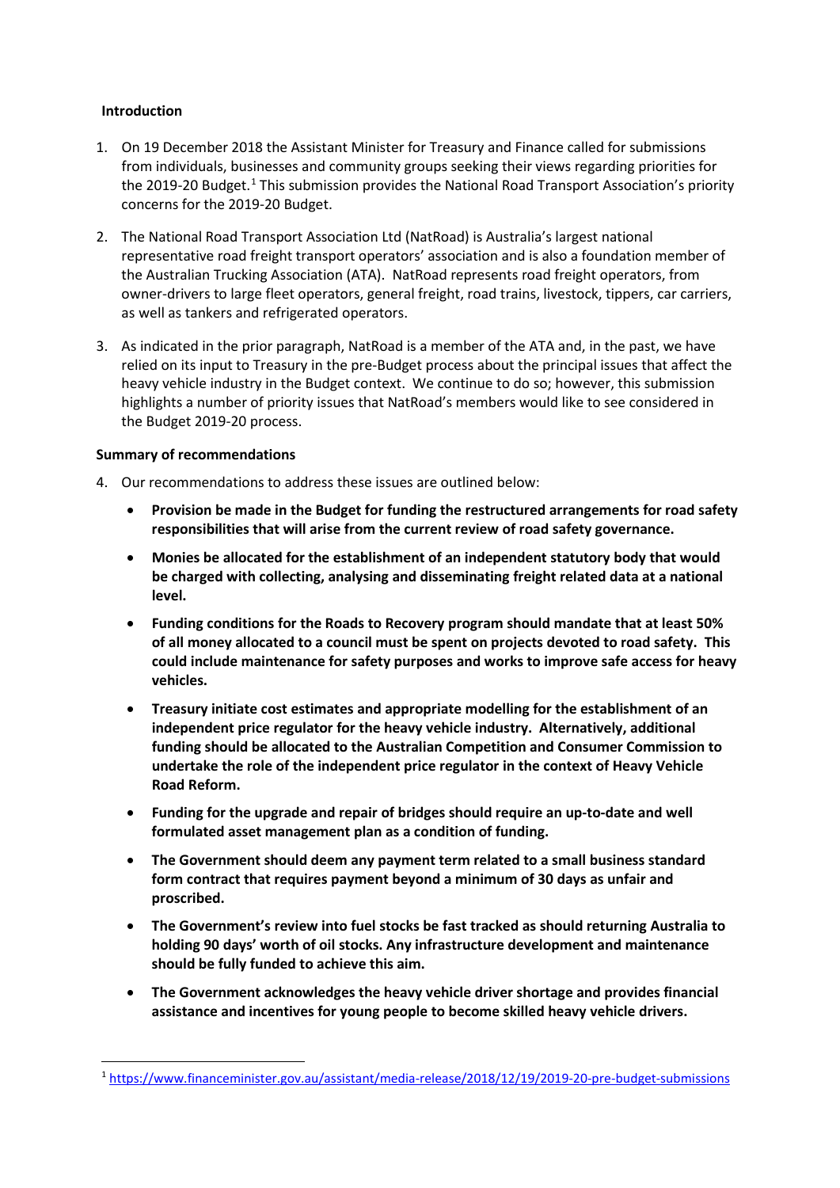**Introduction**

1. On 19 December 2018 the Assistant Minister for Treasury and Finance called for submissions from individuals, businesses and community groups seeking their views regarding priorities for the 2019-20 Budget.[1] This submission provides the National Road Transport Association's priority concerns for the 2019-20 Budget.

2. The National Road Transport Association Ltd (NatRoad) is Australia's largest national representative road freight transport operators' association and is also a foundation member of the Australian Trucking Association (ATA). NatRoad represents road freight operators, from owner-drivers to large fleet operators, general freight, road trains, livestock, tippers, car carriers, as well as tankers and refrigerated operators.

3. As indicated in the prior paragraph, NatRoad is a member of the ATA and, in the past, we have relied on its input to Treasury in the pre-Budget process about the principal issues that affect the heavy vehicle industry in the Budget context. We continue to do so; however, this submission highlights a number of priority issues that NatRoad's members would like to see considered in the Budget 2019-20 process.

**Summary of recommendations**

4. Our recommendations to address these issues are outlined below:

   - **Provision be made in the Budget for funding the restructured arrangements for road safety responsibilities that will arise from the current review of road safety governance.**
   - **Monies be allocated for the establishment of an independent statutory body that would be charged with collecting, analysing and disseminating freight related data at a national level.**
   - **Funding conditions for the Roads to Recovery program should mandate that at least 50% of all money allocated to a council must be spent on projects devoted to road safety. This could include maintenance for safety purposes and works to improve safe access for heavy vehicles.**
   - **Treasury initiate cost estimates and appropriate modelling for the establishment of an independent price regulator for the heavy vehicle industry. Alternatively, additional funding should be allocated to the Australian Competition and Consumer Commission to undertake the role of the independent price regulator in the context of Heavy Vehicle Road Reform.**
   - **Funding for the upgrade and repair of bridges should require an up-to-date and well formulated asset management plan as a condition of funding.**
   - **The Government should deem any payment term related to a small business standard form contract that requires payment beyond a minimum of 30 days as unfair and proscribed.**
   - **The Government's review into fuel stocks be fast tracked as should returning Australia to holding 90 days' worth of oil stocks. Any infrastructure development and maintenance should be fully funded to achieve this aim.**
   - **The Government acknowledges the heavy vehicle driver shortage and provides financial assistance and incentives for young people to become skilled heavy vehicle drivers.**

[1] https://www.financeminister.gov.au/assistant/media-release/2018/12/19/2019-20-pre-budget-submissions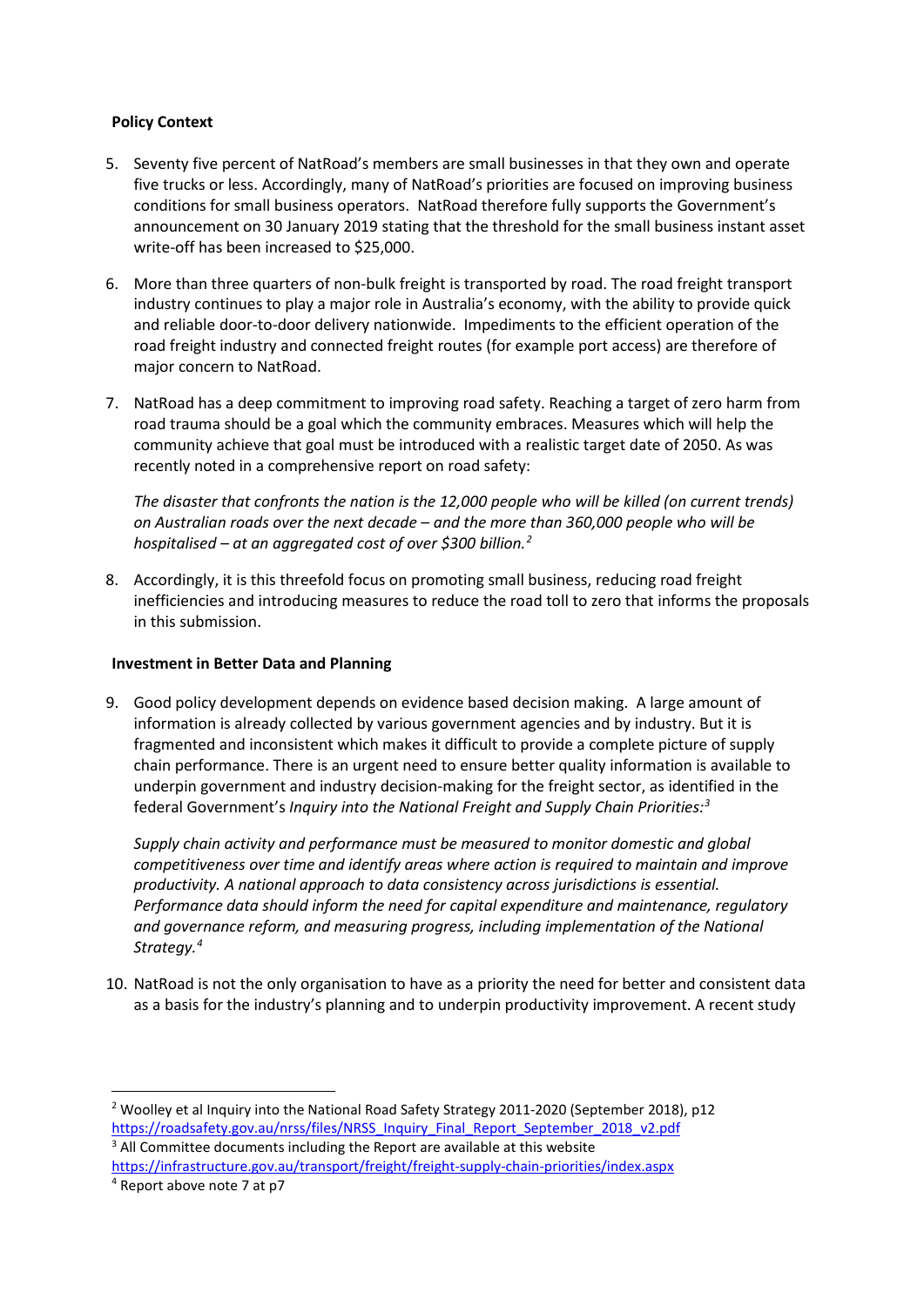**Policy Context**

5. Seventy five percent of NatRoad's members are small businesses in that they own and operate five trucks or less. Accordingly, many of NatRoad's priorities are focused on improving business conditions for small business operators. NatRoad therefore fully supports the Government's announcement on 30 January 2019 stating that the threshold for the small business instant asset write-off has been increased to $25,000.

6. More than three quarters of non-bulk freight is transported by road. The road freight transport industry continues to play a major role in Australia's economy, with the ability to provide quick and reliable door-to-door delivery nationwide. Impediments to the efficient operation of the road freight industry and connected freight routes (for example port access) are therefore of major concern to NatRoad.

7. NatRoad has a deep commitment to improving road safety. Reaching a target of zero harm from road trauma should be a goal which the community embraces. Measures which will help the community achieve that goal must be introduced with a realistic target date of 2050. As was recently noted in a comprehensive report on road safety:

   *The disaster that confronts the nation is the 12,000 people who will be killed (on current trends) on Australian roads over the next decade – and the more than 360,000 people who will be hospitalised – at an aggregated cost of over $300 billion.*[2]

8. Accordingly, it is this threefold focus on promoting small business, reducing road freight inefficiencies and introducing measures to reduce the road toll to zero that informs the proposals in this submission.

**Investment in Better Data and Planning**

9. Good policy development depends on evidence based decision making. A large amount of information is already collected by various government agencies and by industry. But it is fragmented and inconsistent which makes it difficult to provide a complete picture of supply chain performance. There is an urgent need to ensure better quality information is available to underpin government and industry decision-making for the freight sector, as identified in the federal Government's *Inquiry into the National Freight and Supply Chain Priorities:*[3]

   *Supply chain activity and performance must be measured to monitor domestic and global competitiveness over time and identify areas where action is required to maintain and improve productivity. A national approach to data consistency across jurisdictions is essential. Performance data should inform the need for capital expenditure and maintenance, regulatory and governance reform, and measuring progress, including implementation of the National Strategy.*[4]

10. NatRoad is not the only organisation to have as a priority the need for better and consistent data as a basis for the industry's planning and to underpin productivity improvement. A recent study

---

[2] Woolley et al Inquiry into the National Road Safety Strategy 2011-2020 (September 2018), p12 https://roadsafety.gov.au/nrss/files/NRSS_Inquiry_Final_Report_September_2018_v2.pdf

[3] All Committee documents including the Report are available at this website https://infrastructure.gov.au/transport/freight/freight-supply-chain-priorities/index.aspx

[4] Report above note 7 at p7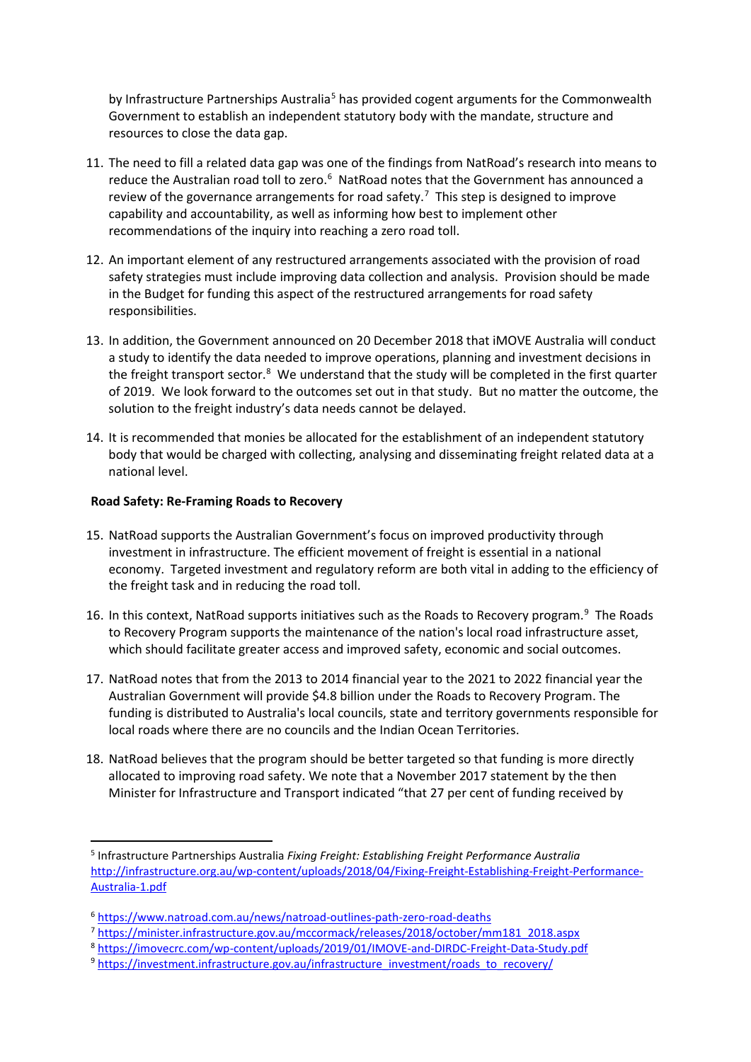by Infrastructure Partnerships Australia[5] has provided cogent arguments for the Commonwealth Government to establish an independent statutory body with the mandate, structure and resources to close the data gap.

11. The need to fill a related data gap was one of the findings from NatRoad's research into means to reduce the Australian road toll to zero.[6] NatRoad notes that the Government has announced a review of the governance arrangements for road safety.[7] This step is designed to improve capability and accountability, as well as informing how best to implement other recommendations of the inquiry into reaching a zero road toll.

12. An important element of any restructured arrangements associated with the provision of road safety strategies must include improving data collection and analysis. Provision should be made in the Budget for funding this aspect of the restructured arrangements for road safety responsibilities.

13. In addition, the Government announced on 20 December 2018 that iMOVE Australia will conduct a study to identify the data needed to improve operations, planning and investment decisions in the freight transport sector.[8] We understand that the study will be completed in the first quarter of 2019. We look forward to the outcomes set out in that study. But no matter the outcome, the solution to the freight industry's data needs cannot be delayed.

14. It is recommended that monies be allocated for the establishment of an independent statutory body that would be charged with collecting, analysing and disseminating freight related data at a national level.

**Road Safety: Re-Framing Roads to Recovery**

15. NatRoad supports the Australian Government's focus on improved productivity through investment in infrastructure. The efficient movement of freight is essential in a national economy. Targeted investment and regulatory reform are both vital in adding to the efficiency of the freight task and in reducing the road toll.

16. In this context, NatRoad supports initiatives such as the Roads to Recovery program.[9] The Roads to Recovery Program supports the maintenance of the nation's local road infrastructure asset, which should facilitate greater access and improved safety, economic and social outcomes.

17. NatRoad notes that from the 2013 to 2014 financial year to the 2021 to 2022 financial year the Australian Government will provide $4.8 billion under the Roads to Recovery Program. The funding is distributed to Australia's local councils, state and territory governments responsible for local roads where there are no councils and the Indian Ocean Territories.

18. NatRoad believes that the program should be better targeted so that funding is more directly allocated to improving road safety. We note that a November 2017 statement by the then Minister for Infrastructure and Transport indicated "that 27 per cent of funding received by

---

[5] Infrastructure Partnerships Australia *Fixing Freight: Establishing Freight Performance Australia* http://infrastructure.org.au/wp-content/uploads/2018/04/Fixing-Freight-Establishing-Freight-Performance-Australia-1.pdf

[6] https://www.natroad.com.au/news/natroad-outlines-path-zero-road-deaths

[7] https://minister.infrastructure.gov.au/mccormack/releases/2018/october/mm181_2018.aspx

[8] https://imovecrc.com/wp-content/uploads/2019/01/IMOVE-and-DIRDC-Freight-Data-Study.pdf

[9] https://investment.infrastructure.gov.au/infrastructure_investment/roads_to_recovery/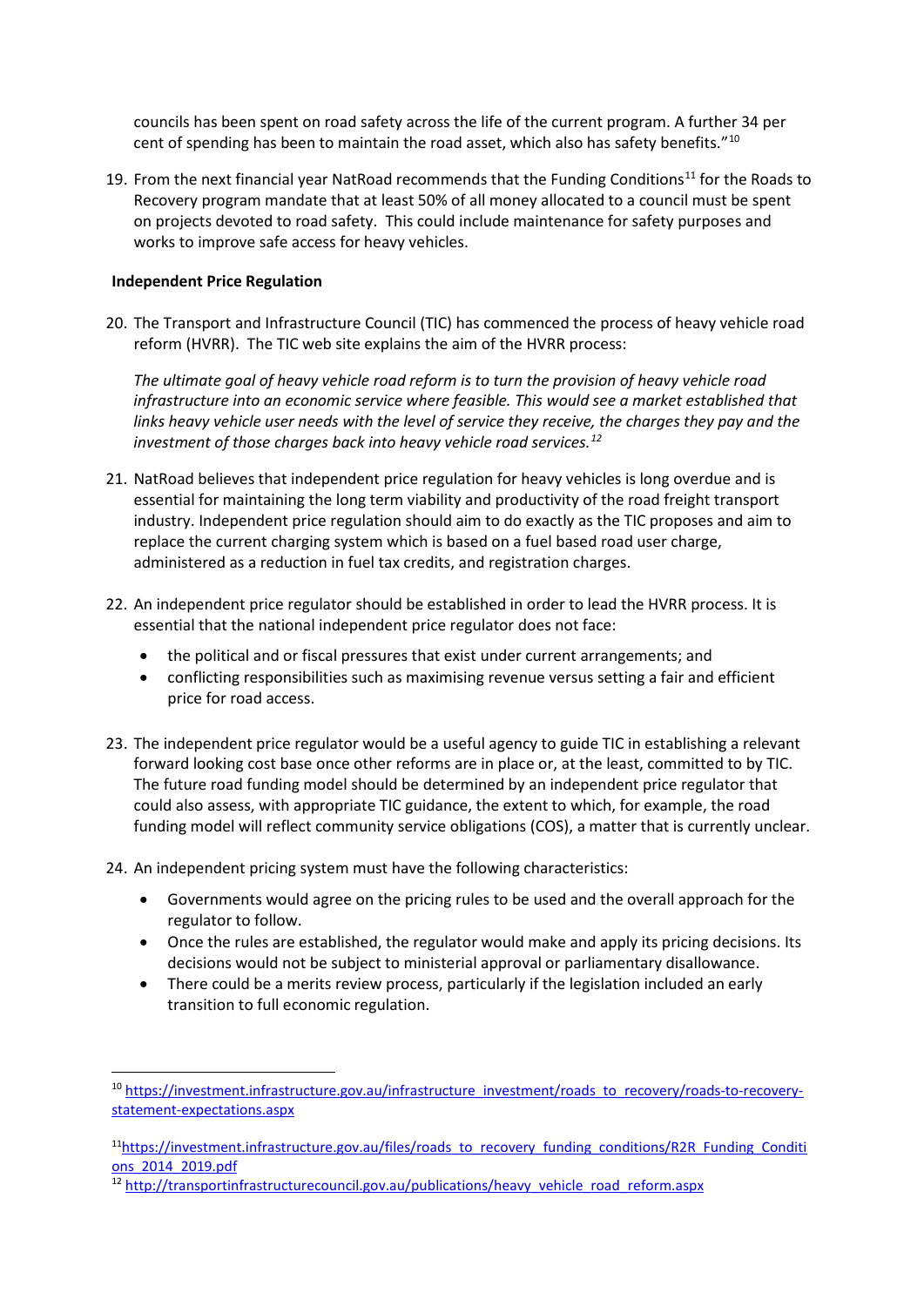councils has been spent on road safety across the life of the current program. A further 34 per cent of spending has been to maintain the road asset, which also has safety benefits."[10]

19. From the next financial year NatRoad recommends that the Funding Conditions[11] for the Roads to Recovery program mandate that at least 50% of all money allocated to a council must be spent on projects devoted to road safety. This could include maintenance for safety purposes and works to improve safe access for heavy vehicles.

**Independent Price Regulation**

20. The Transport and Infrastructure Council (TIC) has commenced the process of heavy vehicle road reform (HVRR). The TIC web site explains the aim of the HVRR process:

    *The ultimate goal of heavy vehicle road reform is to turn the provision of heavy vehicle road infrastructure into an economic service where feasible. This would see a market established that links heavy vehicle user needs with the level of service they receive, the charges they pay and the investment of those charges back into heavy vehicle road services.*[12]

21. NatRoad believes that independent price regulation for heavy vehicles is long overdue and is essential for maintaining the long term viability and productivity of the road freight transport industry. Independent price regulation should aim to do exactly as the TIC proposes and aim to replace the current charging system which is based on a fuel based road user charge, administered as a reduction in fuel tax credits, and registration charges.

22. An independent price regulator should be established in order to lead the HVRR process. It is essential that the national independent price regulator does not face:
    - the political and or fiscal pressures that exist under current arrangements; and
    - conflicting responsibilities such as maximising revenue versus setting a fair and efficient price for road access.

23. The independent price regulator would be a useful agency to guide TIC in establishing a relevant forward looking cost base once other reforms are in place or, at the least, committed to by TIC. The future road funding model should be determined by an independent price regulator that could also assess, with appropriate TIC guidance, the extent to which, for example, the road funding model will reflect community service obligations (COS), a matter that is currently unclear.

24. An independent pricing system must have the following characteristics:
    - Governments would agree on the pricing rules to be used and the overall approach for the regulator to follow.
    - Once the rules are established, the regulator would make and apply its pricing decisions. Its decisions would not be subject to ministerial approval or parliamentary disallowance.
    - There could be a merits review process, particularly if the legislation included an early transition to full economic regulation.

---

[10] https://investment.infrastructure.gov.au/infrastructure_investment/roads_to_recovery/roads-to-recovery-statement-expectations.aspx

[11] https://investment.infrastructure.gov.au/files/roads_to_recovery_funding_conditions/R2R_Funding_Conditions_2014_2019.pdf

[12] http://transportinfrastructurecouncil.gov.au/publications/heavy_vehicle_road_reform.aspx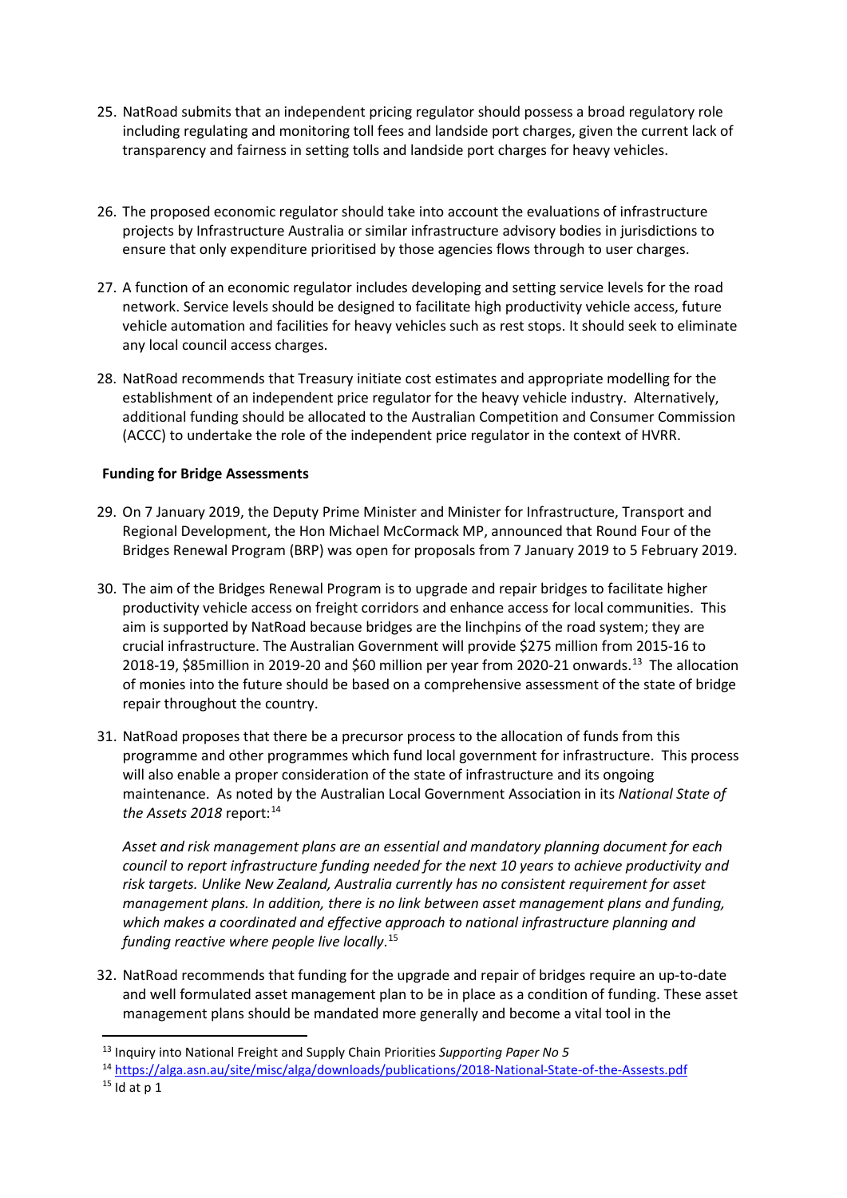25. NatRoad submits that an independent pricing regulator should possess a broad regulatory role including regulating and monitoring toll fees and landside port charges, given the current lack of transparency and fairness in setting tolls and landside port charges for heavy vehicles.

26. The proposed economic regulator should take into account the evaluations of infrastructure projects by Infrastructure Australia or similar infrastructure advisory bodies in jurisdictions to ensure that only expenditure prioritised by those agencies flows through to user charges.

27. A function of an economic regulator includes developing and setting service levels for the road network. Service levels should be designed to facilitate high productivity vehicle access, future vehicle automation and facilities for heavy vehicles such as rest stops. It should seek to eliminate any local council access charges.

28. NatRoad recommends that Treasury initiate cost estimates and appropriate modelling for the establishment of an independent price regulator for the heavy vehicle industry. Alternatively, additional funding should be allocated to the Australian Competition and Consumer Commission (ACCC) to undertake the role of the independent price regulator in the context of HVRR.

**Funding for Bridge Assessments**

29. On 7 January 2019, the Deputy Prime Minister and Minister for Infrastructure, Transport and Regional Development, the Hon Michael McCormack MP, announced that Round Four of the Bridges Renewal Program (BRP) was open for proposals from 7 January 2019 to 5 February 2019.

30. The aim of the Bridges Renewal Program is to upgrade and repair bridges to facilitate higher productivity vehicle access on freight corridors and enhance access for local communities. This aim is supported by NatRoad because bridges are the linchpins of the road system; they are crucial infrastructure. The Australian Government will provide $275 million from 2015-16 to 2018-19, $85million in 2019-20 and $60 million per year from 2020-21 onwards.[13] The allocation of monies into the future should be based on a comprehensive assessment of the state of bridge repair throughout the country.

31. NatRoad proposes that there be a precursor process to the allocation of funds from this programme and other programmes which fund local government for infrastructure. This process will also enable a proper consideration of the state of infrastructure and its ongoing maintenance. As noted by the Australian Local Government Association in its *National State of the Assets 2018* report:[14]

    *Asset and risk management plans are an essential and mandatory planning document for each council to report infrastructure funding needed for the next 10 years to achieve productivity and risk targets. Unlike New Zealand, Australia currently has no consistent requirement for asset management plans. In addition, there is no link between asset management plans and funding, which makes a coordinated and effective approach to national infrastructure planning and funding reactive where people live locally.*[15]

32. NatRoad recommends that funding for the upgrade and repair of bridges require an up-to-date and well formulated asset management plan to be in place as a condition of funding. These asset management plans should be mandated more generally and become a vital tool in the

---

[13] Inquiry into National Freight and Supply Chain Priorities *Supporting Paper No 5*

[14] https://alga.asn.au/site/misc/alga/downloads/publications/2018-National-State-of-the-Assets.pdf

[15] Id at p 1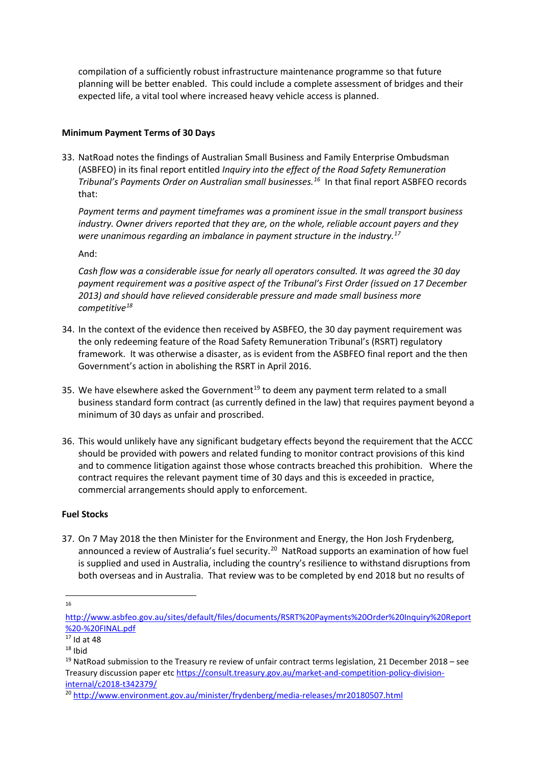compilation of a sufficiently robust infrastructure maintenance programme so that future planning will be better enabled. This could include a complete assessment of bridges and their expected life, a vital tool where increased heavy vehicle access is planned.

**Minimum Payment Terms of 30 Days**

33. NatRoad notes the findings of Australian Small Business and Family Enterprise Ombudsman (ASBFEO) in its final report entitled *Inquiry into the effect of the Road Safety Remuneration Tribunal's Payments Order on Australian small businesses.*[16] In that final report ASBFEO records that:

    *Payment terms and payment timeframes was a prominent issue in the small transport business industry. Owner drivers reported that they are, on the whole, reliable account payers and they were unanimous regarding an imbalance in payment structure in the industry.*[17]

    And:

    *Cash flow was a considerable issue for nearly all operators consulted. It was agreed the 30 day payment requirement was a positive aspect of the Tribunal's First Order (issued on 17 December 2013) and should have relieved considerable pressure and made small business more competitive*[18]

34. In the context of the evidence then received by ASBFEO, the 30 day payment requirement was the only redeeming feature of the Road Safety Remuneration Tribunal's (RSRT) regulatory framework. It was otherwise a disaster, as is evident from the ASBFEO final report and the then Government's action in abolishing the RSRT in April 2016.

35. We have elsewhere asked the Government[19] to deem any payment term related to a small business standard form contract (as currently defined in the law) that requires payment beyond a minimum of 30 days as unfair and proscribed.

36. This would unlikely have any significant budgetary effects beyond the requirement that the ACCC should be provided with powers and related funding to monitor contract provisions of this kind and to commence litigation against those whose contracts breached this prohibition. Where the contract requires the relevant payment time of 30 days and this is exceeded in practice, commercial arrangements should apply to enforcement.

**Fuel Stocks**

37. On 7 May 2018 the then Minister for the Environment and Energy, the Hon Josh Frydenberg, announced a review of Australia's fuel security.[20] NatRoad supports an examination of how fuel is supplied and used in Australia, including the country's resilience to withstand disruptions from both overseas and in Australia. That review was to be completed by end 2018 but no results of

---

[16] http://www.asbfeo.gov.au/sites/default/files/documents/RSRT%20Payments%20Order%20Inquiry%20Report%20-%20FINAL.pdf

[17] Id at 48

[18] Ibid

[19] NatRoad submission to the Treasury re review of unfair contract terms legislation, 21 December 2018 – see Treasury discussion paper etc https://consult.treasury.gov.au/market-and-competition-policy-division-internal/c2018-t342379/

[20] http://www.environment.gov.au/minister/frydenberg/media-releases/mr20180507.html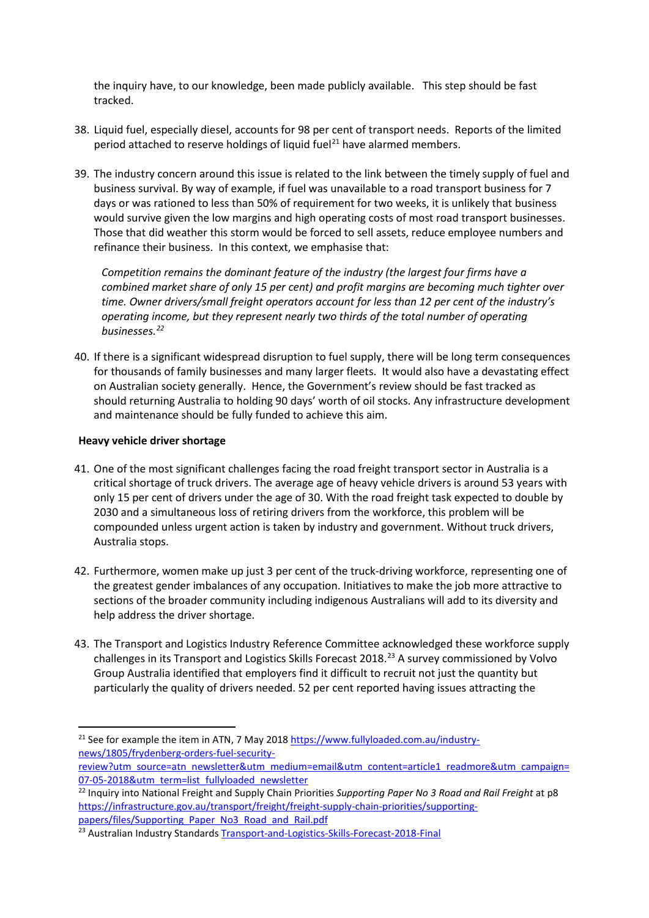the inquiry have, to our knowledge, been made publicly available. This step should be fast tracked.

38. Liquid fuel, especially diesel, accounts for 98 per cent of transport needs. Reports of the limited period attached to reserve holdings of liquid fuel[21] have alarmed members.

39. The industry concern around this issue is related to the link between the timely supply of fuel and business survival. By way of example, if fuel was unavailable to a road transport business for 7 days or was rationed to less than 50% of requirement for two weeks, it is unlikely that business would survive given the low margins and high operating costs of most road transport businesses. Those that did weather this storm would be forced to sell assets, reduce employee numbers and refinance their business. In this context, we emphasise that:

    *Competition remains the dominant feature of the industry (the largest four firms have a combined market share of only 15 per cent) and profit margins are becoming much tighter over time. Owner drivers/small freight operators account for less than 12 per cent of the industry's operating income, but they represent nearly two thirds of the total number of operating businesses.*[22]

40. If there is a significant widespread disruption to fuel supply, there will be long term consequences for thousands of family businesses and many larger fleets. It would also have a devastating effect on Australian society generally. Hence, the Government's review should be fast tracked as should returning Australia to holding 90 days' worth of oil stocks. Any infrastructure development and maintenance should be fully funded to achieve this aim.

**Heavy vehicle driver shortage**

41. One of the most significant challenges facing the road freight transport sector in Australia is a critical shortage of truck drivers. The average age of heavy vehicle drivers is around 53 years with only 15 per cent of drivers under the age of 30. With the road freight task expected to double by 2030 and a simultaneous loss of retiring drivers from the workforce, this problem will be compounded unless urgent action is taken by industry and government. Without truck drivers, Australia stops.

42. Furthermore, women make up just 3 per cent of the truck-driving workforce, representing one of the greatest gender imbalances of any occupation. Initiatives to make the job more attractive to sections of the broader community including indigenous Australians will add to its diversity and help address the driver shortage.

43. The Transport and Logistics Industry Reference Committee acknowledged these workforce supply challenges in its Transport and Logistics Skills Forecast 2018.[23] A survey commissioned by Volvo Group Australia identified that employers find it difficult to recruit not just the quantity but particularly the quality of drivers needed. 52 per cent reported having issues attracting the

---

[21] See for example the item in ATN, 7 May 2018 https://www.fullyloaded.com.au/industry-news/1805/frydenberg-orders-fuel-security-review?utm_source=atn_newsletter&utm_medium=email&utm_content=article1_readmore&utm_campaign=07-05-2018&utm_term=list_fullyloaded_newsletter

[22] Inquiry into National Freight and Supply Chain Priorities *Supporting Paper No 3 Road and Rail Freight* at p8 https://infrastructure.gov.au/transport/freight/freight-supply-chain-priorities/supporting-papers/files/Supporting_Paper_No3_Road_and_Rail.pdf

[23] Australian Industry Standards Transport-and-Logistics-Skills-Forecast-2018-Final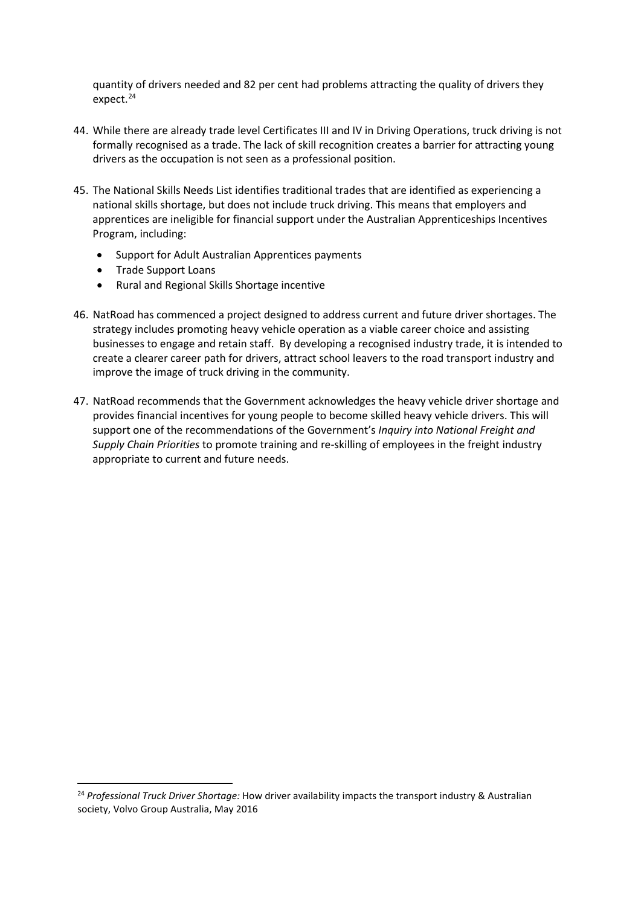quantity of drivers needed and 82 per cent had problems attracting the quality of drivers they expect.[24]

44. While there are already trade level Certificates III and IV in Driving Operations, truck driving is not formally recognised as a trade. The lack of skill recognition creates a barrier for attracting young drivers as the occupation is not seen as a professional position.

45. The National Skills Needs List identifies traditional trades that are identified as experiencing a national skills shortage, but does not include truck driving. This means that employers and apprentices are ineligible for financial support under the Australian Apprenticeships Incentives Program, including:

    - Support for Adult Australian Apprentices payments
    - Trade Support Loans
    - Rural and Regional Skills Shortage incentive

46. NatRoad has commenced a project designed to address current and future driver shortages. The strategy includes promoting heavy vehicle operation as a viable career choice and assisting businesses to engage and retain staff. By developing a recognised industry trade, it is intended to create a clearer career path for drivers, attract school leavers to the road transport industry and improve the image of truck driving in the community.

47. NatRoad recommends that the Government acknowledges the heavy vehicle driver shortage and provides financial incentives for young people to become skilled heavy vehicle drivers. This will support one of the recommendations of the Government's *Inquiry into National Freight and Supply Chain Priorities* to promote training and re-skilling of employees in the freight industry appropriate to current and future needs.

---

[24] *Professional Truck Driver Shortage:* How driver availability impacts the transport industry & Australian society, Volvo Group Australia, May 2016